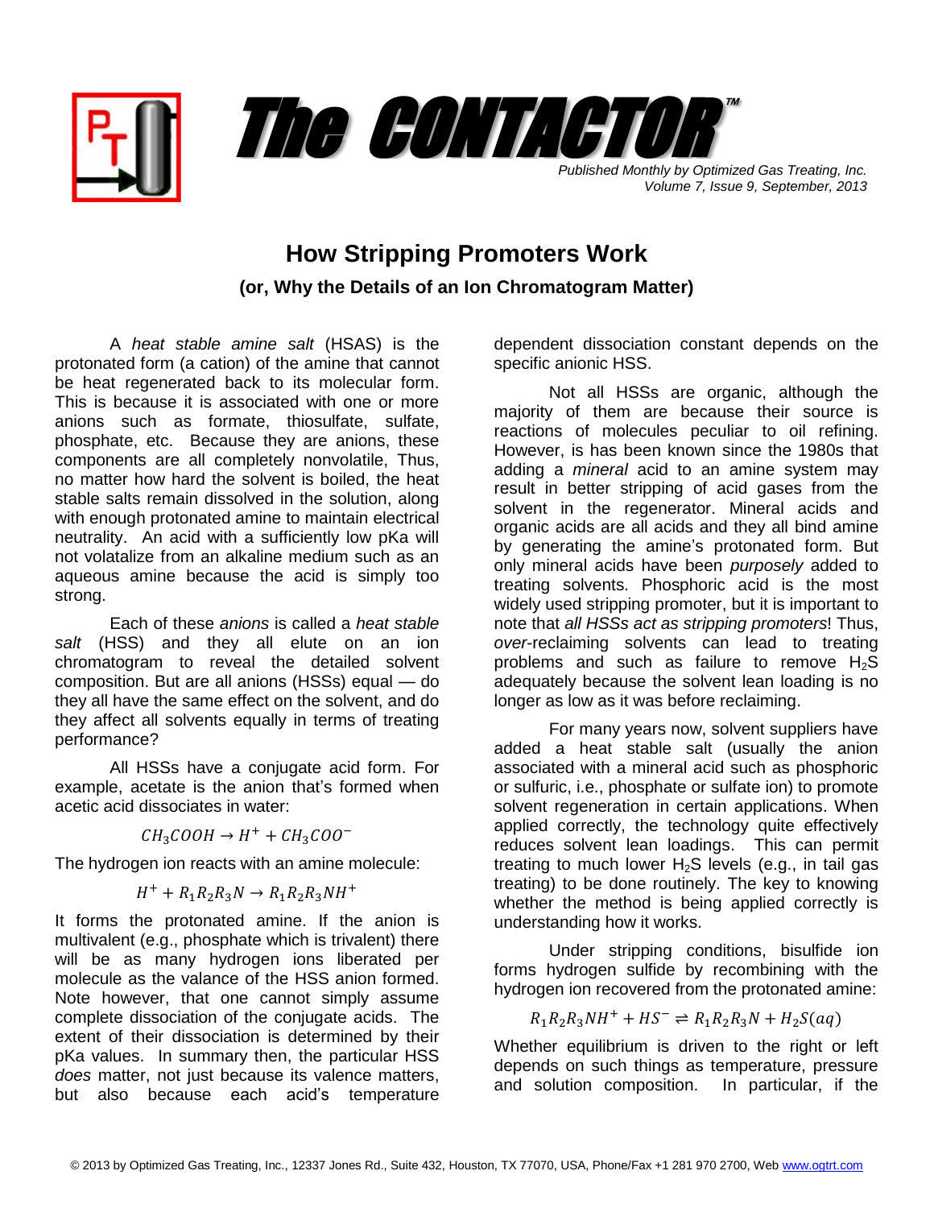# The CONTACTOR™

*Published Monthly by Optimized Gas Treating, Inc.*
*Volume 7, Issue 9, September, 2013*

## How Stripping Promoters Work

### (or, Why the Details of an Ion Chromatogram Matter)

A *heat stable amine salt* (HSAS) is the protonated form (a cation) of the amine that cannot be heat regenerated back to its molecular form. This is because it is associated with one or more anions such as formate, thiosulfate, sulfate, phosphate, etc. Because they are anions, these components are all completely nonvolatile, Thus, no matter how hard the solvent is boiled, the heat stable salts remain dissolved in the solution, along with enough protonated amine to maintain electrical neutrality. An acid with a sufficiently low pKa will not volatalize from an alkaline medium such as an aqueous amine because the acid is simply too strong.

Each of these *anions* is called a *heat stable salt* (HSS) and they all elute on an ion chromatogram to reveal the detailed solvent composition. But are all anions (HSSs) equal — do they all have the same effect on the solvent, and do they affect all solvents equally in terms of treating performance?

All HSSs have a conjugate acid form. For example, acetate is the anion that's formed when acetic acid dissociates in water:

$$CH_3COOH \rightarrow H^+ + CH_3COO^-$$

The hydrogen ion reacts with an amine molecule:

$$H^+ + R_1R_2R_3N \rightarrow R_1R_2R_3NH^+$$

It forms the protonated amine. If the anion is multivalent (e.g., phosphate which is trivalent) there will be as many hydrogen ions liberated per molecule as the valance of the HSS anion formed. Note however, that one cannot simply assume complete dissociation of the conjugate acids. The extent of their dissociation is determined by their pKa values. In summary then, the particular HSS *does* matter, not just because its valence matters, but also because each acid's temperature dependent dissociation constant depends on the specific anionic HSS.

Not all HSSs are organic, although the majority of them are because their source is reactions of molecules peculiar to oil refining. However, is has been known since the 1980s that adding a *mineral* acid to an amine system may result in better stripping of acid gases from the solvent in the regenerator. Mineral acids and organic acids are all acids and they all bind amine by generating the amine's protonated form. But only mineral acids have been *purposely* added to treating solvents. Phosphoric acid is the most widely used stripping promoter, but it is important to note that *all HSSs act as stripping promoters*! Thus, *over*-reclaiming solvents can lead to treating problems and such as failure to remove $H_2S$ adequately because the solvent lean loading is no longer as low as it was before reclaiming.

For many years now, solvent suppliers have added a heat stable salt (usually the anion associated with a mineral acid such as phosphoric or sulfuric, i.e., phosphate or sulfate ion) to promote solvent regeneration in certain applications. When applied correctly, the technology quite effectively reduces solvent lean loadings. This can permit treating to much lower $H_2S$ levels (e.g., in tail gas treating) to be done routinely. The key to knowing whether the method is being applied correctly is understanding how it works.

Under stripping conditions, bisulfide ion forms hydrogen sulfide by recombining with the hydrogen ion recovered from the protonated amine:

$$R_1R_2R_3NH^+ + HS^- \rightleftharpoons R_1R_2R_3N + H_2S(aq)$$

Whether equilibrium is driven to the right or left depends on such things as temperature, pressure and solution composition. In particular, if the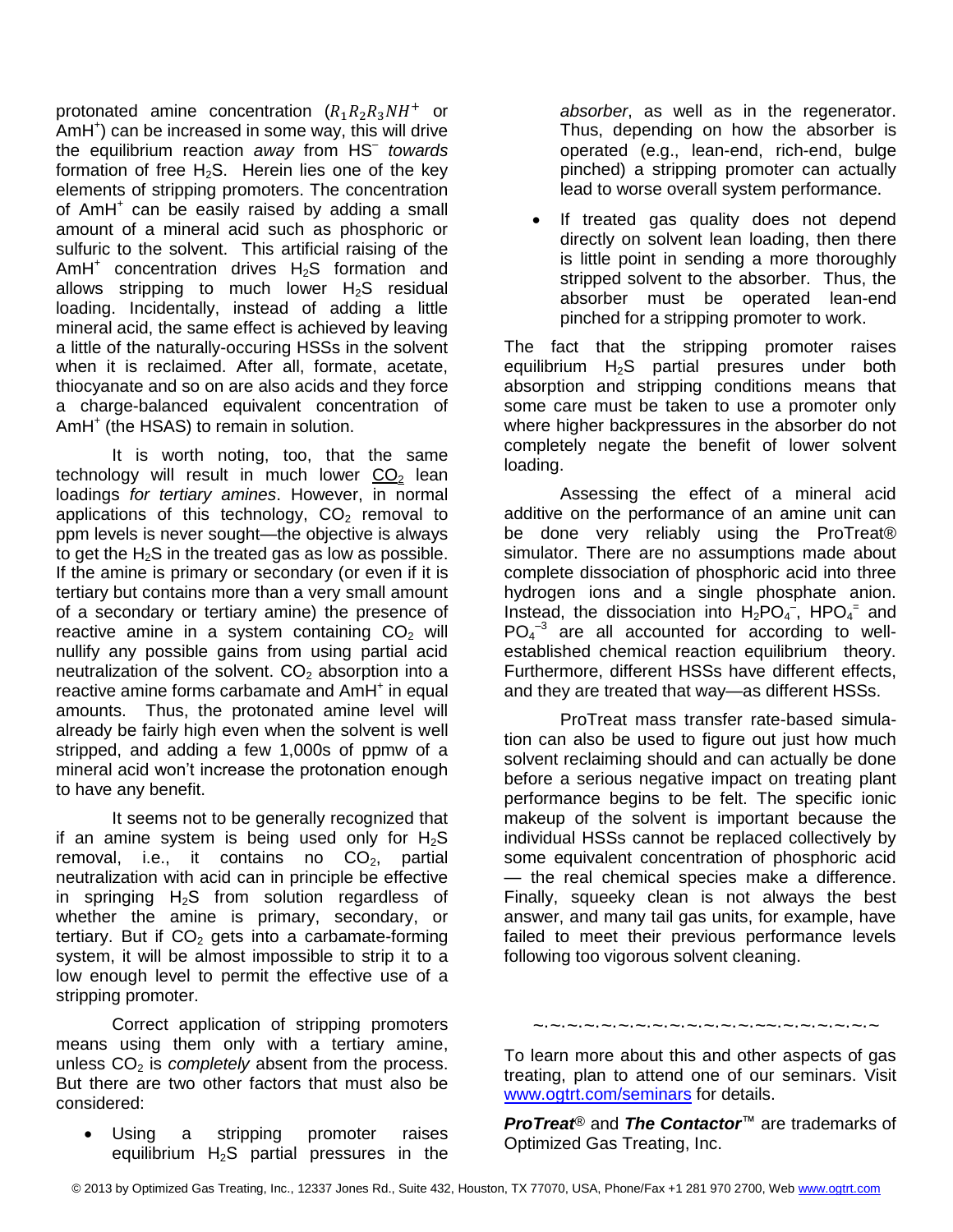protonated amine concentration ($R_1R_2R_3NH^+$ or $AmH^+$) can be increased in some way, this will drive the equilibrium reaction *away* from $HS^-$ *towards* formation of free $H_2S$. Herein lies one of the key elements of stripping promoters. The concentration of $AmH^+$ can be easily raised by adding a small amount of a mineral acid such as phosphoric or sulfuric to the solvent. This artificial raising of the $AmH^+$ concentration drives $H_2S$ formation and allows stripping to much lower $H_2S$ residual loading. Incidentally, instead of adding a little mineral acid, the same effect is achieved by leaving a little of the naturally-occuring HSSs in the solvent when it is reclaimed. After all, formate, acetate, thiocyanate and so on are also acids and they force a charge-balanced equivalent concentration of $AmH^+$ (the HSAS) to remain in solution.

It is worth noting, too, that the same technology will result in much lower $\underline{CO_2}$ lean loadings *for tertiary amines*. However, in normal applications of this technology, $CO_2$ removal to ppm levels is never sought—the objective is always to get the $H_2S$ in the treated gas as low as possible. If the amine is primary or secondary (or even if it is tertiary but contains more than a very small amount of a secondary or tertiary amine) the presence of reactive amine in a system containing $CO_2$ will nullify any possible gains from using partial acid neutralization of the solvent. $CO_2$ absorption into a reactive amine forms carbamate and $AmH^+$ in equal amounts. Thus, the protonated amine level will already be fairly high even when the solvent is well stripped, and adding a few 1,000s of ppmw of a mineral acid won't increase the protonation enough to have any benefit.

It seems not to be generally recognized that if an amine system is being used only for $H_2S$ removal, i.e., it contains no $CO_2$, partial neutralization with acid can in principle be effective in springing $H_2S$ from solution regardless of whether the amine is primary, secondary, or tertiary. But if $CO_2$ gets into a carbamate-forming system, it will be almost impossible to strip it to a low enough level to permit the effective use of a stripping promoter.

Correct application of stripping promoters means using them only with a tertiary amine, unless $CO_2$ is *completely* absent from the process. But there are two other factors that must also be considered:

- Using a stripping promoter raises equilibrium $H_2S$ partial pressures in the *absorber*, as well as in the regenerator. Thus, depending on how the absorber is operated (e.g., lean-end, rich-end, bulge pinched) a stripping promoter can actually lead to worse overall system performance.
- If treated gas quality does not depend directly on solvent lean loading, then there is little point in sending a more thoroughly stripped solvent to the absorber. Thus, the absorber must be operated lean-end pinched for a stripping promoter to work.

The fact that the stripping promoter raises equilibrium $H_2S$ partial presures under both absorption and stripping conditions means that some care must be taken to use a promoter only where higher backpressures in the absorber do not completely negate the benefit of lower solvent loading.

Assessing the effect of a mineral acid additive on the performance of an amine unit can be done very reliably using the ProTreat® simulator. There are no assumptions made about complete dissociation of phosphoric acid into three hydrogen ions and a single phosphate anion. Instead, the dissociation into $H_2PO_4^-$, $HPO_4^=$ and $PO_4^{-3}$ are all accounted for according to well-established chemical reaction equilibrium theory. Furthermore, different HSSs have different effects, and they are treated that way—as different HSSs.

ProTreat mass transfer rate-based simulation can also be used to figure out just how much solvent reclaiming should and can actually be done before a serious negative impact on treating plant performance begins to be felt. The specific ionic makeup of the solvent is important because the individual HSSs cannot be replaced collectively by some equivalent concentration of phosphoric acid — the real chemical species make a difference. Finally, squeeky clean is not always the best answer, and many tail gas units, for example, have failed to meet their previous performance levels following too vigorous solvent cleaning.

~.~.~.~.~.~.~.~.~.~.~.~.~.~.~~.~.~.~.~.~.~.~

To learn more about this and other aspects of gas treating, plan to attend one of our seminars. Visit www.ogtrt.com/seminars for details.

***ProTreat***® and ***The Contactor***™ are trademarks of Optimized Gas Treating, Inc.

© 2013 by Optimized Gas Treating, Inc., 12337 Jones Rd., Suite 432, Houston, TX 77070, USA, Phone/Fax +1 281 970 2700, Web www.ogtrt.com